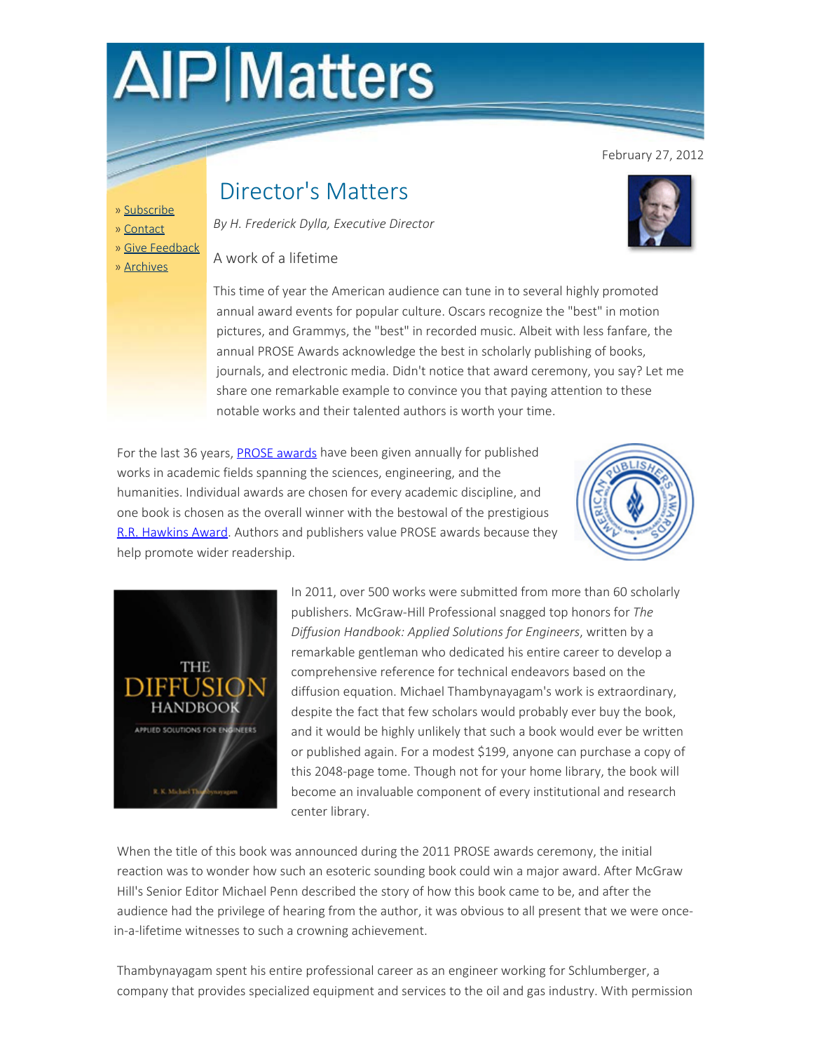# AIP|Matters

February 27, 2012

» Subscribe
» Contact
» Give Feedback
» Archives

## Director's Matters

*By H. Frederick Dylla, Executive Director*

### A work of a lifetime

This time of year the American audience can tune in to several highly promoted annual award events for popular culture. Oscars recognize the "best" in motion pictures, and Grammys, the "best" in recorded music. Albeit with less fanfare, the annual PROSE Awards acknowledge the best in scholarly publishing of books, journals, and electronic media. Didn't notice that award ceremony, you say? Let me share one remarkable example to convince you that paying attention to these notable works and their talented authors is worth your time.

For the last 36 years, PROSE awards have been given annually for published works in academic fields spanning the sciences, engineering, and the humanities. Individual awards are chosen for every academic discipline, and one book is chosen as the overall winner with the bestowal of the prestigious R.R. Hawkins Award. Authors and publishers value PROSE awards because they help promote wider readership.

In 2011, over 500 works were submitted from more than 60 scholarly publishers. McGraw-Hill Professional snagged top honors for *The Diffusion Handbook: Applied Solutions for Engineers*, written by a remarkable gentleman who dedicated his entire career to develop a comprehensive reference for technical endeavors based on the diffusion equation. Michael Thambynayagam's work is extraordinary, despite the fact that few scholars would probably ever buy the book, and it would be highly unlikely that such a book would ever be written or published again. For a modest $199, anyone can purchase a copy of this 2048-page tome. Though not for your home library, the book will become an invaluable component of every institutional and research center library.

When the title of this book was announced during the 2011 PROSE awards ceremony, the initial reaction was to wonder how such an esoteric sounding book could win a major award. After McGraw Hill's Senior Editor Michael Penn described the story of how this book came to be, and after the audience had the privilege of hearing from the author, it was obvious to all present that we were once-in-a-lifetime witnesses to such a crowning achievement.

Thambynayagam spent his entire professional career as an engineer working for Schlumberger, a company that provides specialized equipment and services to the oil and gas industry. With permission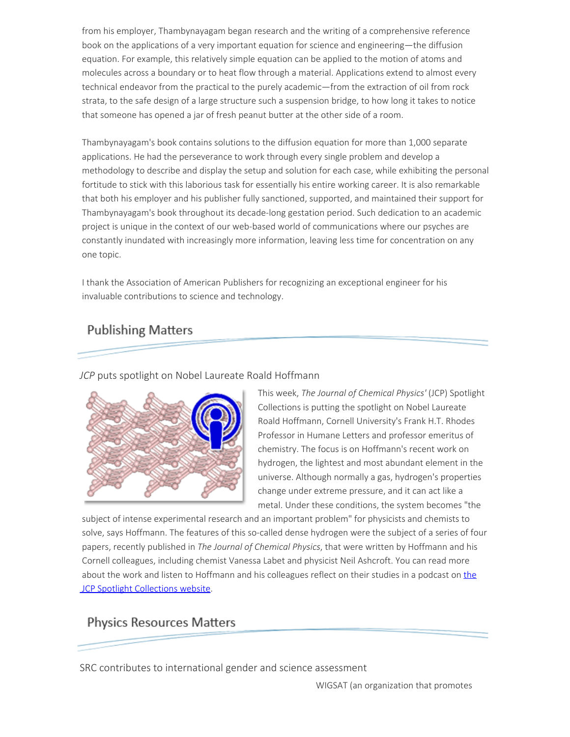from his employer, Thambynayagam began research and the writing of a comprehensive reference book on the applications of a very important equation for science and engineering—the diffusion equation. For example, this relatively simple equation can be applied to the motion of atoms and molecules across a boundary or to heat flow through a material. Applications extend to almost every technical endeavor from the practical to the purely academic—from the extraction of oil from rock strata, to the safe design of a large structure such a suspension bridge, to how long it takes to notice that someone has opened a jar of fresh peanut butter at the other side of a room.

Thambynayagam's book contains solutions to the diffusion equation for more than 1,000 separate applications. He had the perseverance to work through every single problem and develop a methodology to describe and display the setup and solution for each case, while exhibiting the personal fortitude to stick with this laborious task for essentially his entire working career. It is also remarkable that both his employer and his publisher fully sanctioned, supported, and maintained their support for Thambynayagam's book throughout its decade-long gestation period. Such dedication to an academic project is unique in the context of our web-based world of communications where our psyches are constantly inundated with increasingly more information, leaving less time for concentration on any one topic.

I thank the Association of American Publishers for recognizing an exceptional engineer for his invaluable contributions to science and technology.

## Publishing Matters

### *JCP* puts spotlight on Nobel Laureate Roald Hoffmann

This week, *The Journal of Chemical Physics'* (JCP) Spotlight Collections is putting the spotlight on Nobel Laureate Roald Hoffmann, Cornell University's Frank H.T. Rhodes Professor in Humane Letters and professor emeritus of chemistry. The focus is on Hoffmann's recent work on hydrogen, the lightest and most abundant element in the universe. Although normally a gas, hydrogen's properties change under extreme pressure, and it can act like a metal. Under these conditions, the system becomes "the subject of intense experimental research and an important problem" for physicists and chemists to solve, says Hoffmann. The features of this so-called dense hydrogen were the subject of a series of four papers, recently published in *The Journal of Chemical Physics*, that were written by Hoffmann and his Cornell colleagues, including chemist Vanessa Labet and physicist Neil Ashcroft. You can read more about the work and listen to Hoffmann and his colleagues reflect on their studies in a podcast on the JCP Spotlight Collections website.

## Physics Resources Matters

### SRC contributes to international gender and science assessment

WIGSAT (an organization that promotes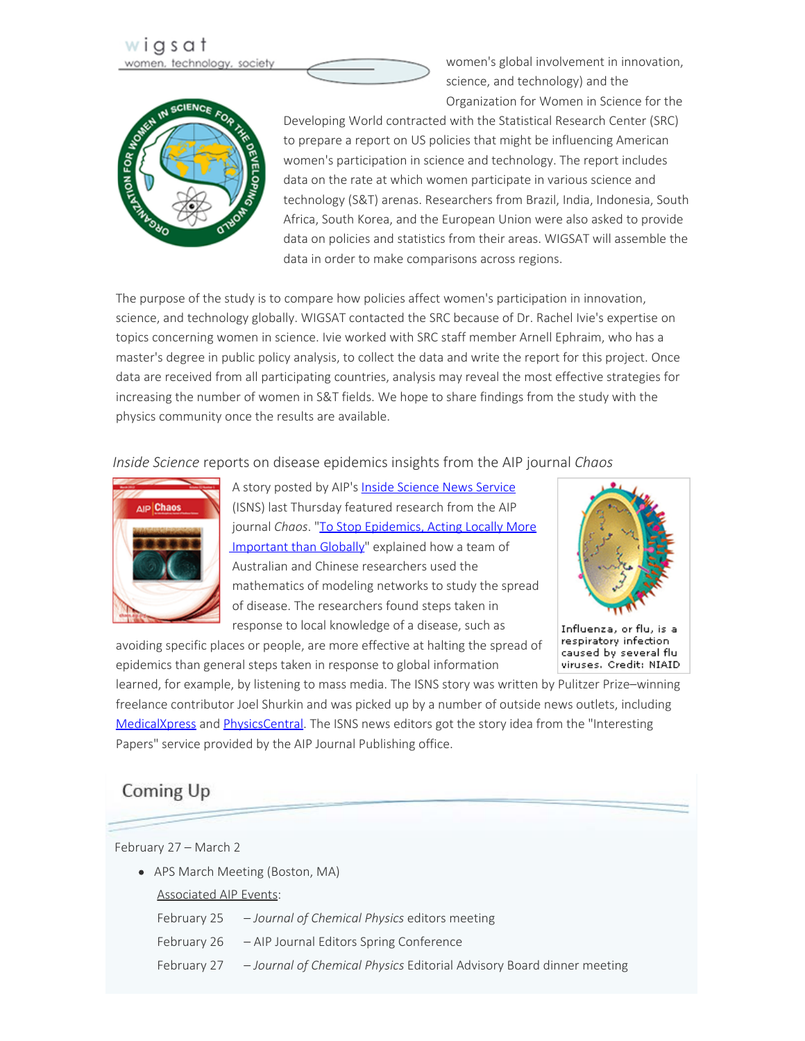women's global involvement in innovation, science, and technology) and the Organization for Women in Science for the Developing World contracted with the Statistical Research Center (SRC) to prepare a report on US policies that might be influencing American women's participation in science and technology. The report includes data on the rate at which women participate in various science and technology (S&T) arenas. Researchers from Brazil, India, Indonesia, South Africa, South Korea, and the European Union were also asked to provide data on policies and statistics from their areas. WIGSAT will assemble the data in order to make comparisons across regions.

The purpose of the study is to compare how policies affect women's participation in innovation, science, and technology globally. WIGSAT contacted the SRC because of Dr. Rachel Ivie's expertise on topics concerning women in science. Ivie worked with SRC staff member Arnell Ephraim, who has a master's degree in public policy analysis, to collect the data and write the report for this project. Once data are received from all participating countries, analysis may reveal the most effective strategies for increasing the number of women in S&T fields. We hope to share findings from the study with the physics community once the results are available.

### *Inside Science* reports on disease epidemics insights from the AIP journal *Chaos*

A story posted by AIP's [Inside Science News Service] (ISNS) last Thursday featured research from the AIP journal *Chaos*. "[To Stop Epidemics, Acting Locally More Important than Globally]" explained how a team of Australian and Chinese researchers used the mathematics of modeling networks to study the spread of disease. The researchers found steps taken in response to local knowledge of a disease, such as avoiding specific places or people, are more effective at halting the spread of epidemics than general steps taken in response to global information learned, for example, by listening to mass media. The ISNS story was written by Pulitzer Prize–winning freelance contributor Joel Shurkin and was picked up by a number of outside news outlets, including [MedicalXpress] and [PhysicsCentral]. The ISNS news editors got the story idea from the "Interesting Papers" service provided by the AIP Journal Publishing office.

Influenza, or flu, is a respiratory infection caused by several flu viruses. Credit: NIAID

## Coming Up

February 27 – March 2

- APS March Meeting (Boston, MA)

  Associated AIP Events:

  February 25 – *Journal of Chemical Physics* editors meeting

  February 26 – AIP Journal Editors Spring Conference

  February 27 – *Journal of Chemical Physics* Editorial Advisory Board dinner meeting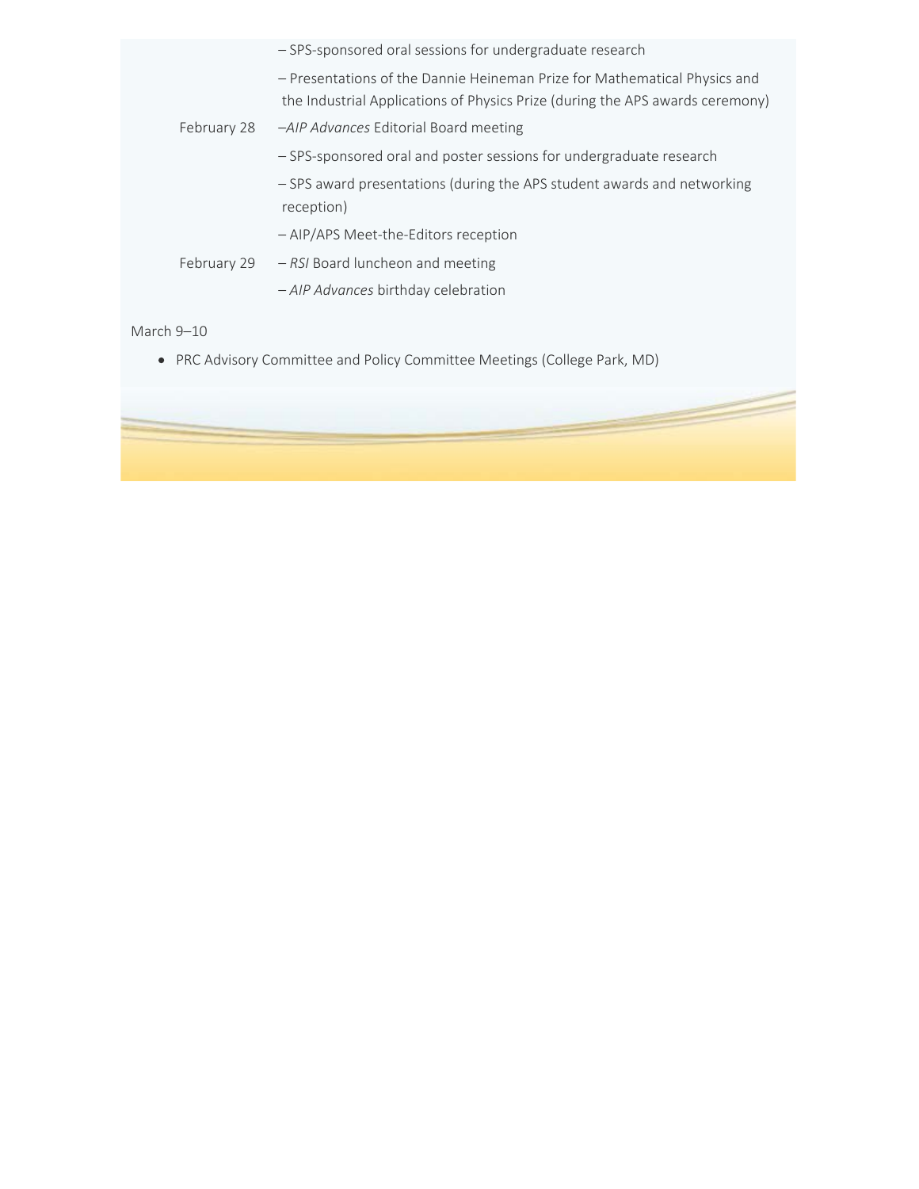– SPS-sponsored oral sessions for undergraduate research

– Presentations of the Dannie Heineman Prize for Mathematical Physics and the Industrial Applications of Physics Prize (during the APS awards ceremony)

February 28 –*AIP Advances* Editorial Board meeting

– SPS-sponsored oral and poster sessions for undergraduate research

– SPS award presentations (during the APS student awards and networking reception)

– AIP/APS Meet-the-Editors reception

February 29 – *RSI* Board luncheon and meeting

– *AIP Advances* birthday celebration

March 9–10

- PRC Advisory Committee and Policy Committee Meetings (College Park, MD)